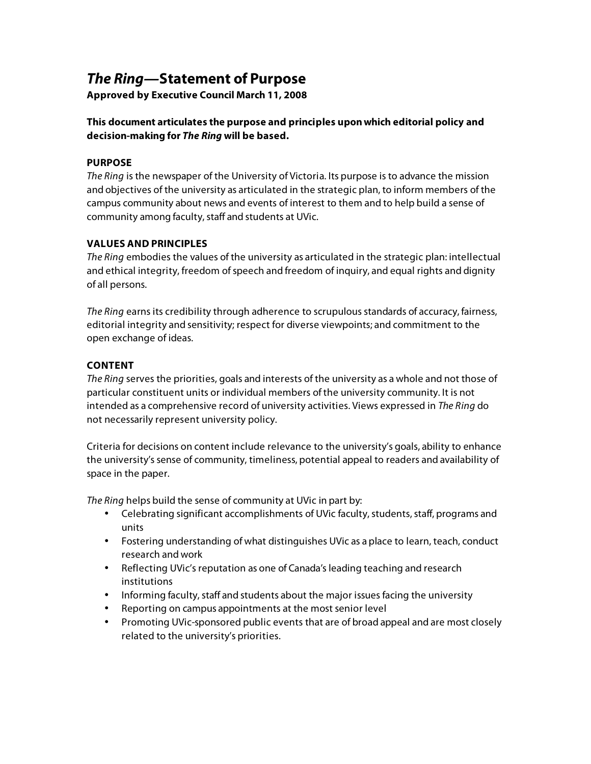# *The Ring*—Statement of Purpose

**Approved by Executive Council March 11, 2008**

**This document articulates the purpose and principles upon which editorial policy and decision-making for *The Ring* will be based.**

## PURPOSE

*The Ring* is the newspaper of the University of Victoria. Its purpose is to advance the mission and objectives of the university as articulated in the strategic plan, to inform members of the campus community about news and events of interest to them and to help build a sense of community among faculty, staff and students at UVic.

## VALUES AND PRINCIPLES

*The Ring* embodies the values of the university as articulated in the strategic plan: intellectual and ethical integrity, freedom of speech and freedom of inquiry, and equal rights and dignity of all persons.

*The Ring* earns its credibility through adherence to scrupulous standards of accuracy, fairness, editorial integrity and sensitivity; respect for diverse viewpoints; and commitment to the open exchange of ideas.

## CONTENT

*The Ring* serves the priorities, goals and interests of the university as a whole and not those of particular constituent units or individual members of the university community. It is not intended as a comprehensive record of university activities. Views expressed in *The Ring* do not necessarily represent university policy.

Criteria for decisions on content include relevance to the university's goals, ability to enhance the university's sense of community, timeliness, potential appeal to readers and availability of space in the paper.

*The Ring* helps build the sense of community at UVic in part by:

- Celebrating significant accomplishments of UVic faculty, students, staff, programs and units
- Fostering understanding of what distinguishes UVic as a place to learn, teach, conduct research and work
- Reflecting UVic's reputation as one of Canada's leading teaching and research institutions
- Informing faculty, staff and students about the major issues facing the university
- Reporting on campus appointments at the most senior level
- Promoting UVic-sponsored public events that are of broad appeal and are most closely related to the university's priorities.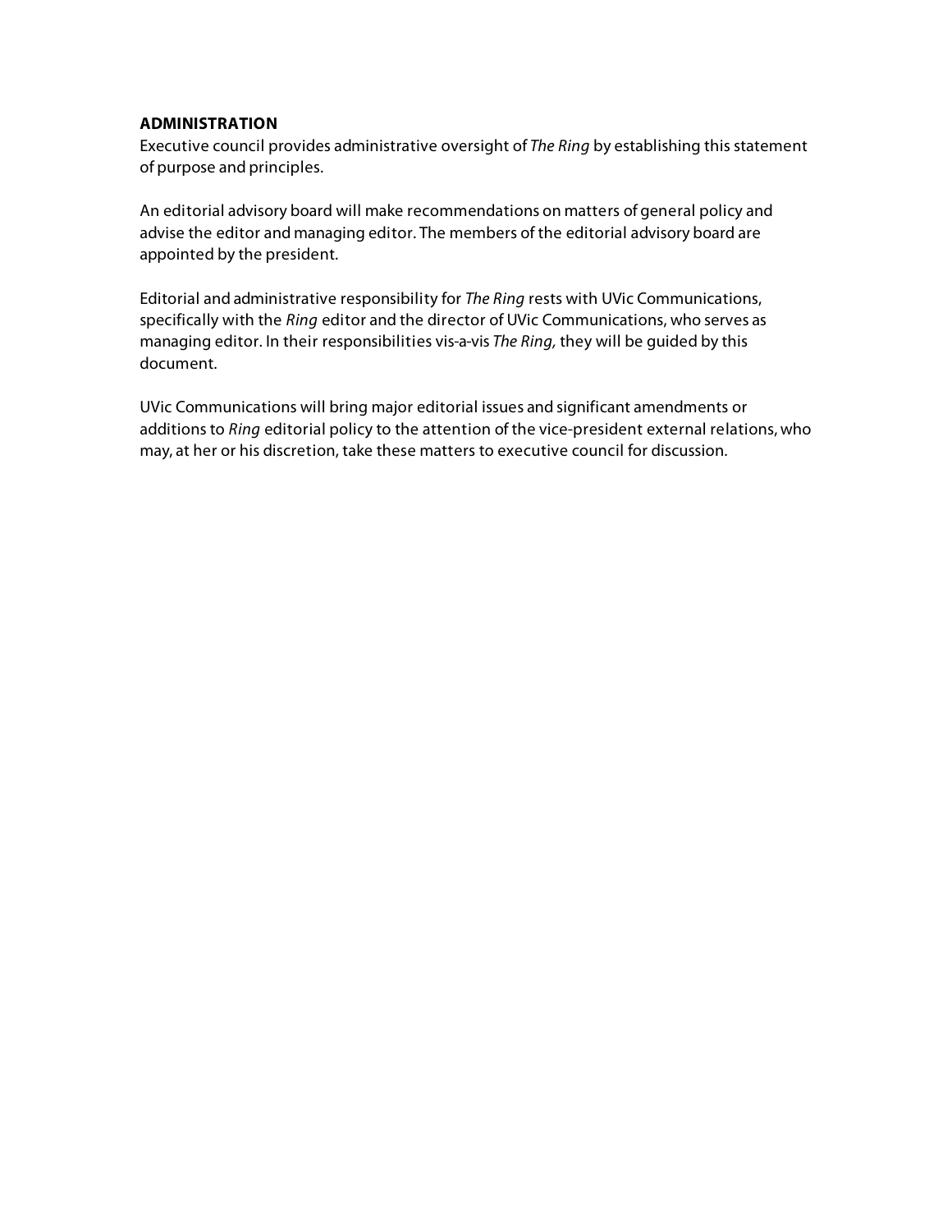**ADMINISTRATION**

Executive council provides administrative oversight of *The Ring* by establishing this statement of purpose and principles.

An editorial advisory board will make recommendations on matters of general policy and advise the editor and managing editor. The members of the editorial advisory board are appointed by the president.

Editorial and administrative responsibility for *The Ring* rests with UVic Communications, specifically with the *Ring* editor and the director of UVic Communications, who serves as managing editor. In their responsibilities vis-a-vis *The Ring,* they will be guided by this document.

UVic Communications will bring major editorial issues and significant amendments or additions to *Ring* editorial policy to the attention of the vice-president external relations, who may, at her or his discretion, take these matters to executive council for discussion.